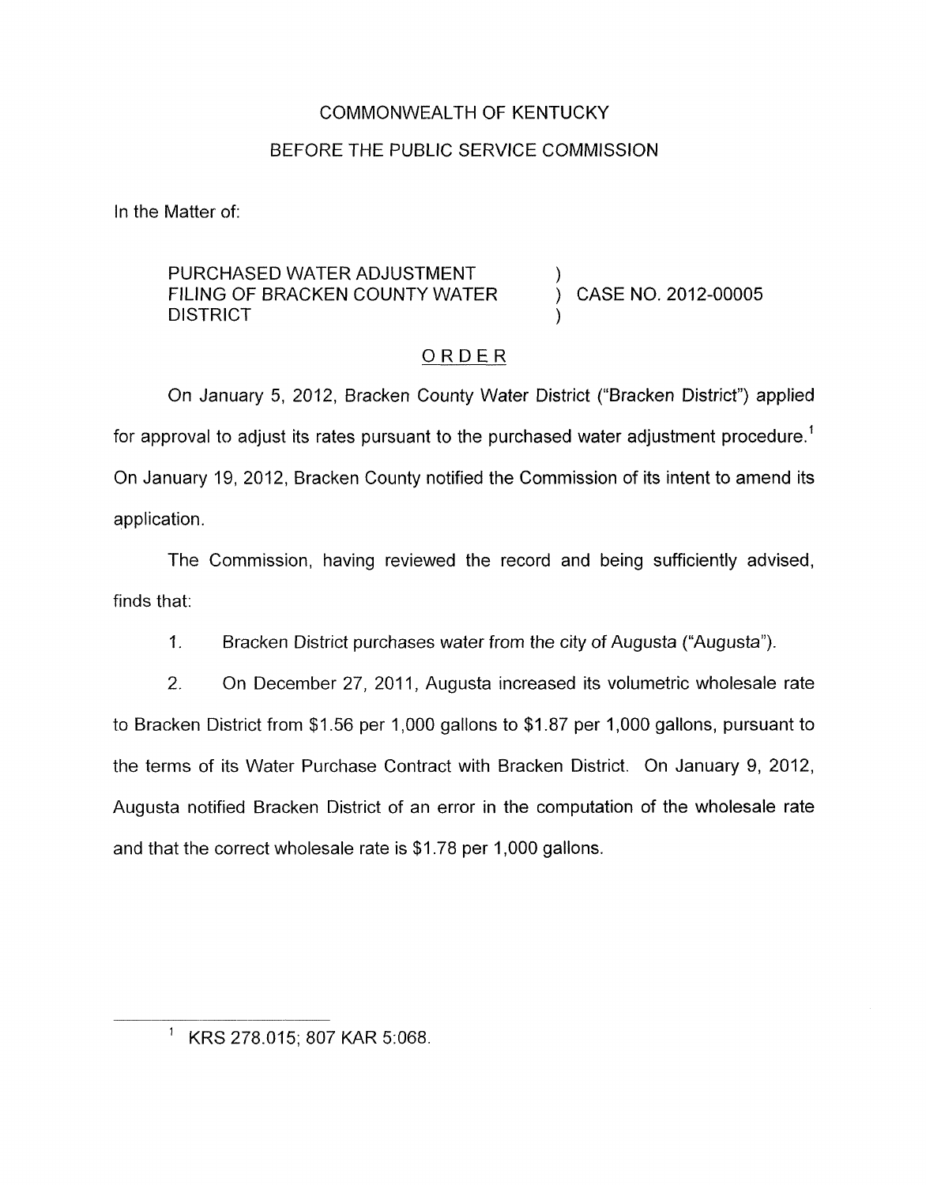COMMONWEALTH OF KENTUCKY

BEFORE THE PUBLIC SERVICE COMMISSION

In the Matter of:

PURCHASED WATER ADJUSTMENT FILING OF BRACKEN COUNTY WATER DISTRICT ) CASE NO. 2012-00005

## ORDER

On January 5, 2012, Bracken County Water District ("Bracken District") applied for approval to adjust its rates pursuant to the purchased water adjustment procedure.[1] On January 19, 2012, Bracken County notified the Commission of its intent to amend its application.

The Commission, having reviewed the record and being sufficiently advised, finds that:

1. Bracken District purchases water from the city of Augusta ("Augusta").

2. On December 27, 2011, Augusta increased its volumetric wholesale rate to Bracken District from $1.56 per 1,000 gallons to $1.87 per 1,000 gallons, pursuant to the terms of its Water Purchase Contract with Bracken District. On January 9, 2012, Augusta notified Bracken District of an error in the computation of the wholesale rate and that the correct wholesale rate is $1.78 per 1,000 gallons.

[1] KRS 278.015; 807 KAR 5:068.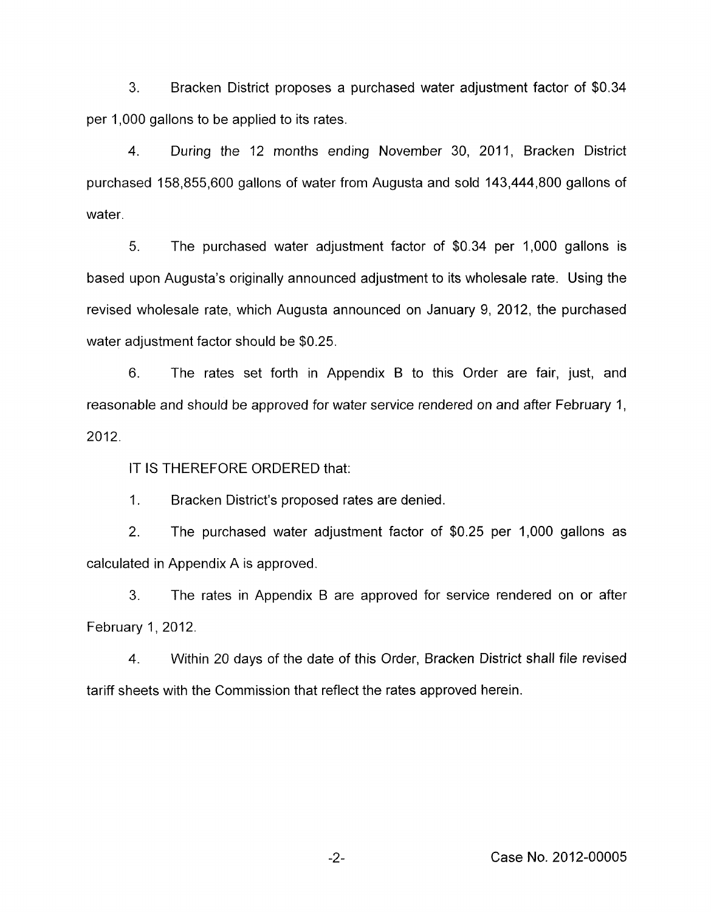3. Bracken District proposes a purchased water adjustment factor of $0.34 per 1,000 gallons to be applied to its rates.

4. During the 12 months ending November 30, 2011, Bracken District purchased 158,855,600 gallons of water from Augusta and sold 143,444,800 gallons of water.

5. The purchased water adjustment factor of $0.34 per 1,000 gallons is based upon Augusta's originally announced adjustment to its wholesale rate. Using the revised wholesale rate, which Augusta announced on January 9, 2012, the purchased water adjustment factor should be $0.25.

6. The rates set forth in Appendix B to this Order are fair, just, and reasonable and should be approved for water service rendered on and after February 1, 2012.

IT IS THEREFORE ORDERED that:

1. Bracken District's proposed rates are denied.

2. The purchased water adjustment factor of $0.25 per 1,000 gallons as calculated in Appendix A is approved.

3. The rates in Appendix B are approved for service rendered on or after February 1, 2012.

4. Within 20 days of the date of this Order, Bracken District shall file revised tariff sheets with the Commission that reflect the rates approved herein.

Case No. 2012-00005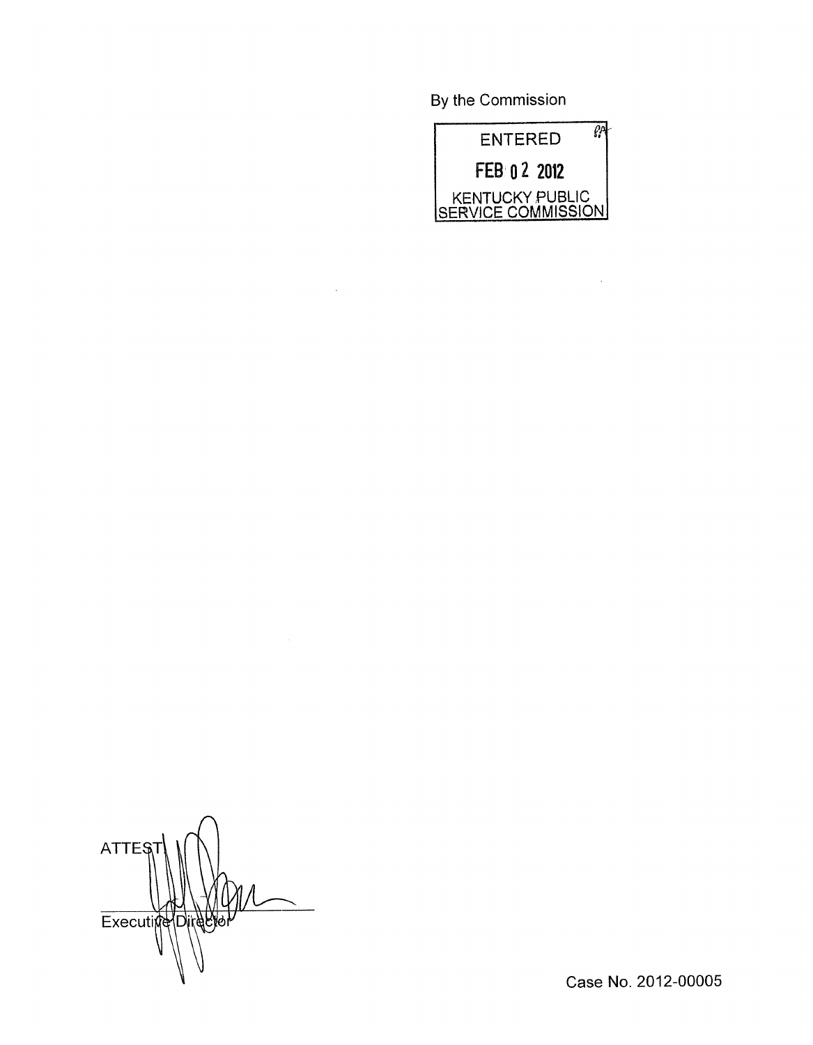By the Commission

ENTERED

FEB 02 2012

KENTUCKY PUBLIC SERVICE COMMISSION

ATTEST:

Executive Director

Case No. 2012-00005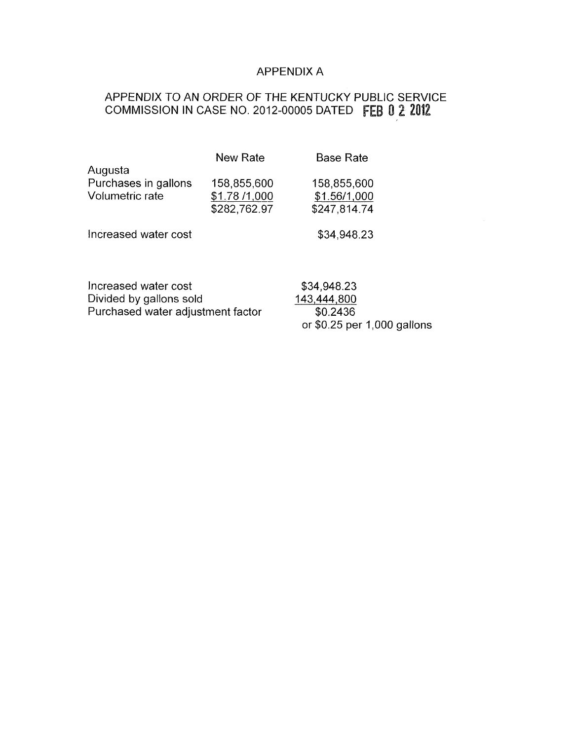# APPENDIX A

## APPENDIX TO AN ORDER OF THE KENTUCKY PUBLIC SERVICE COMMISSION IN CASE NO. 2012-00005 DATED FEB 0 2 2012

| | New Rate | Base Rate |
|---|---|---|
| Augusta | | |
| Purchases in gallons | 158,855,600 | 158,855,600 |
| Volumetric rate | $1.78 /1,000 | $1.56/1,000 |
| | $282,762.97 | $247,814.74 |
| | | |
| Increased water cost | | $34,948.23 |

| | |
|---|---|
| Increased water cost | $34,948.23 |
| Divided by gallons sold | 143,444,800 |
| Purchased water adjustment factor | $0.2436 |
| | or $0.25 per 1,000 gallons |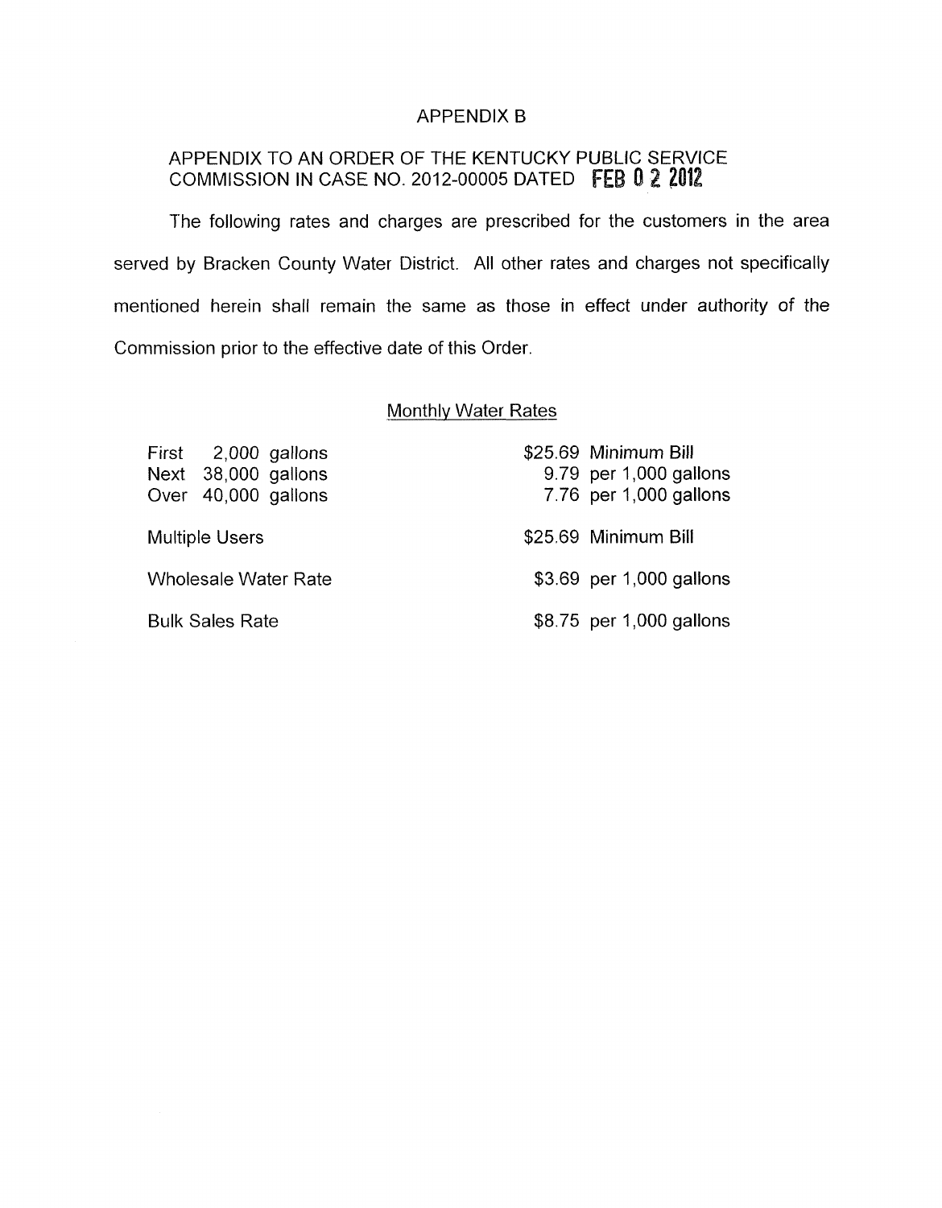# APPENDIX B

## APPENDIX TO AN ORDER OF THE KENTUCKY PUBLIC SERVICE COMMISSION IN CASE NO. 2012-00005 DATED FEB 02 2012

The following rates and charges are prescribed for the customers in the area served by Bracken County Water District. All other rates and charges not specifically mentioned herein shall remain the same as those in effect under authority of the Commission prior to the effective date of this Order.

### Monthly Water Rates

| | |
|---|---|
| First 2,000 gallons | $25.69 Minimum Bill |
| Next 38,000 gallons | 9.79 per 1,000 gallons |
| Over 40,000 gallons | 7.76 per 1,000 gallons |
| Multiple Users | $25.69 Minimum Bill |
| Wholesale Water Rate | $3.69 per 1,000 gallons |
| Bulk Sales Rate | $8.75 per 1,000 gallons |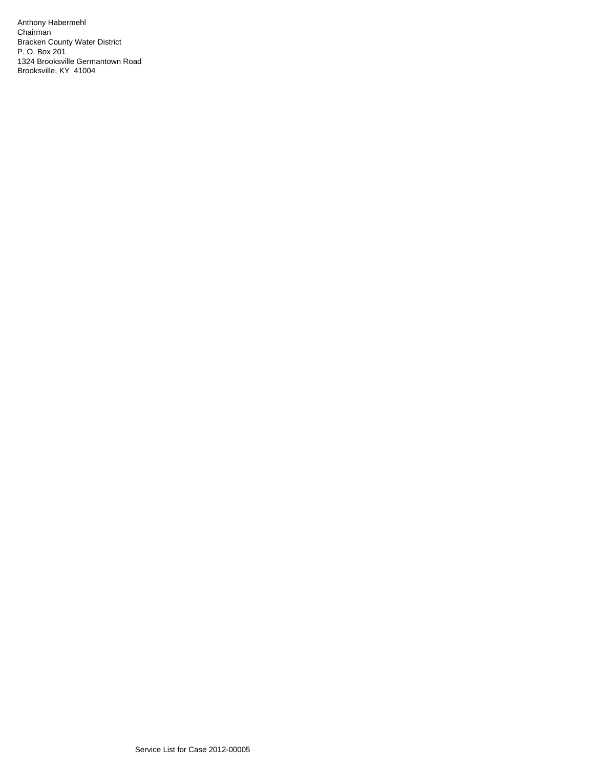Anthony Habermehl
Chairman
Bracken County Water District
P. O. Box 201
1324 Brooksville Germantown Road
Brooksville, KY 41004